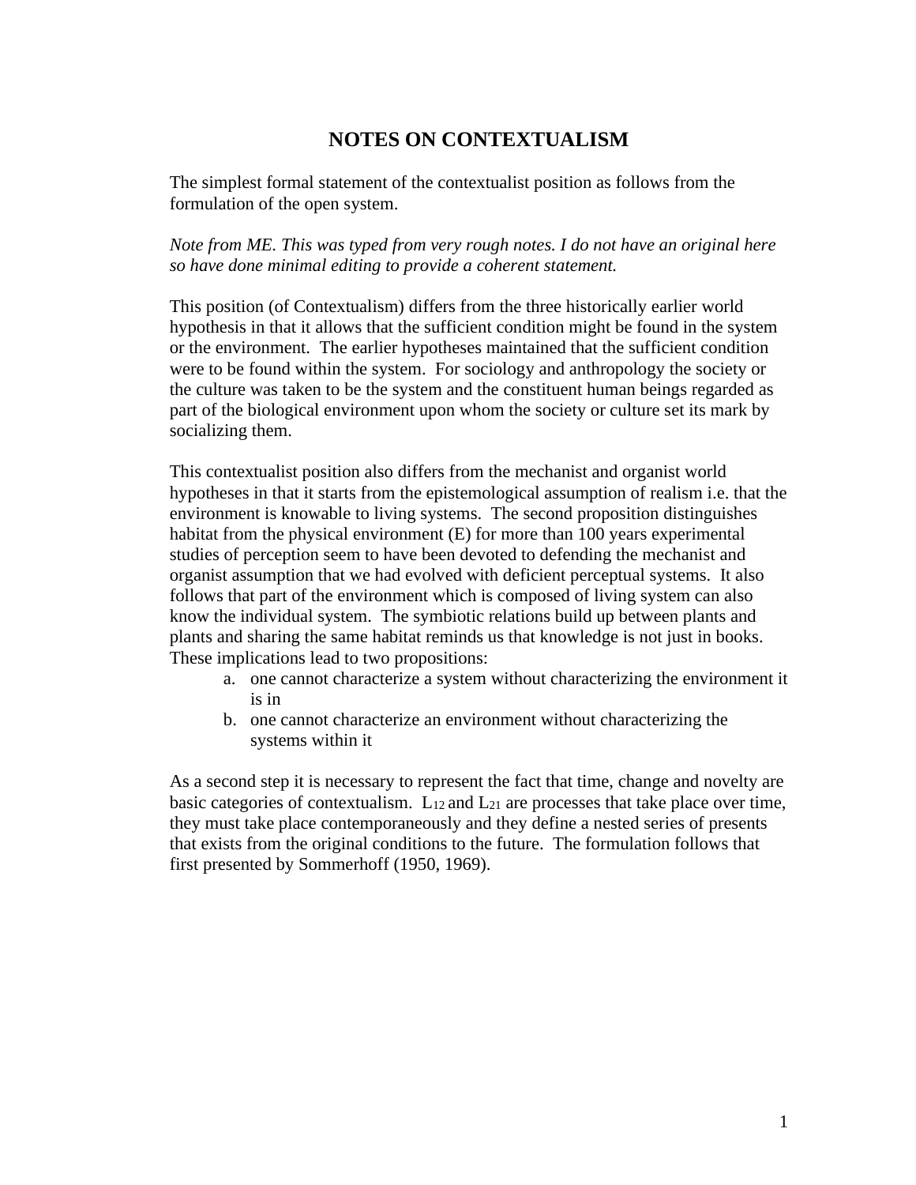# NOTES ON CONTEXTUALISM

The simplest formal statement of the contextualist position as follows from the formulation of the open system.

*Note from ME. This was typed from very rough notes. I do not have an original here so have done minimal editing to provide a coherent statement.*

This position (of Contextualism) differs from the three historically earlier world hypothesis in that it allows that the sufficient condition might be found in the system or the environment. The earlier hypotheses maintained that the sufficient condition were to be found within the system. For sociology and anthropology the society or the culture was taken to be the system and the constituent human beings regarded as part of the biological environment upon whom the society or culture set its mark by socializing them.

This contextualist position also differs from the mechanist and organist world hypotheses in that it starts from the epistemological assumption of realism i.e. that the environment is knowable to living systems. The second proposition distinguishes habitat from the physical environment (E) for more than 100 years experimental studies of perception seem to have been devoted to defending the mechanist and organist assumption that we had evolved with deficient perceptual systems. It also follows that part of the environment which is composed of living system can also know the individual system. The symbiotic relations build up between plants and plants and sharing the same habitat reminds us that knowledge is not just in books. These implications lead to two propositions:

a. one cannot characterize a system without characterizing the environment it is in
b. one cannot characterize an environment without characterizing the systems within it

As a second step it is necessary to represent the fact that time, change and novelty are basic categories of contextualism. $L_{12}$ and $L_{21}$ are processes that take place over time, they must take place contemporaneously and they define a nested series of presents that exists from the original conditions to the future. The formulation follows that first presented by Sommerhoff (1950, 1969).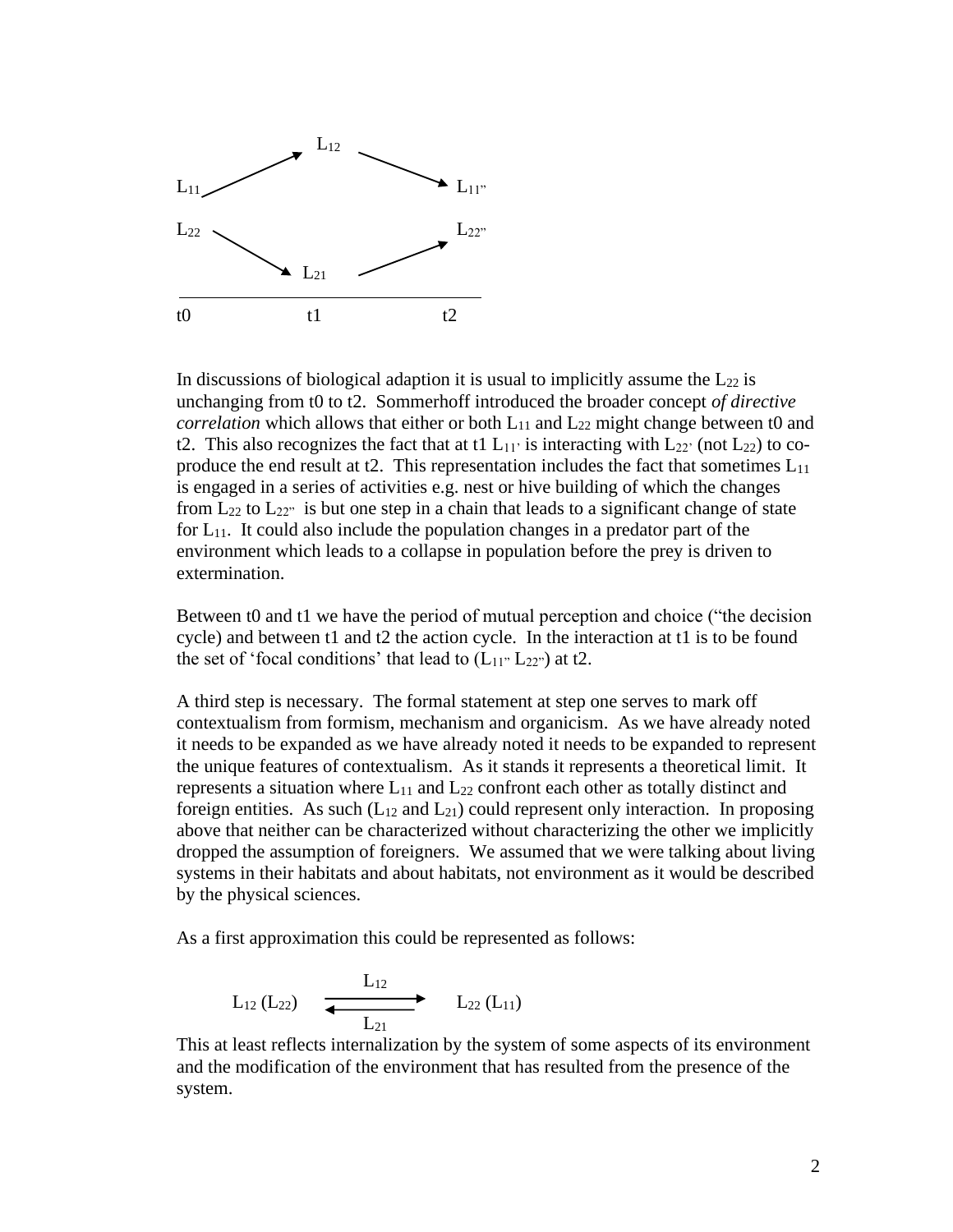$$
\begin{array}{ccccc}
 & & L_{12} & & \\
 & \nearrow & & \searrow & \\
L_{11} & & & & L_{11''} \\
L_{22} & & & & L_{22''} \\
 & \searrow & & \nearrow & \\
 & & L_{21} & & \\
\hline
t0 & & t1 & & t2
\end{array}
$$

In discussions of biological adaption it is usual to implicitly assume the $L_{22}$ is unchanging from t0 to t2. Sommerhoff introduced the broader concept *of directive correlation* which allows that either or both $L_{11}$ and $L_{22}$ might change between t0 and t2. This also recognizes the fact that at t1 $L_{11'}$ is interacting with $L_{22'}$ (not $L_{22}$) to co-produce the end result at t2. This representation includes the fact that sometimes $L_{11}$ is engaged in a series of activities e.g. nest or hive building of which the changes from $L_{22}$ to $L_{22''}$ is but one step in a chain that leads to a significant change of state for $L_{11}$. It could also include the population changes in a predator part of the environment which leads to a collapse in population before the prey is driven to extermination.

Between t0 and t1 we have the period of mutual perception and choice ("the decision cycle) and between t1 and t2 the action cycle. In the interaction at t1 is to be found the set of 'focal conditions' that lead to ($L_{11''}$ $L_{22''}$) at t2.

A third step is necessary. The formal statement at step one serves to mark off contextualism from formism, mechanism and organicism. As we have already noted it needs to be expanded as we have already noted it needs to be expanded to represent the unique features of contextualism. As it stands it represents a theoretical limit. It represents a situation where $L_{11}$ and $L_{22}$ confront each other as totally distinct and foreign entities. As such ($L_{12}$ and $L_{21}$) could represent only interaction. In proposing above that neither can be characterized without characterizing the other we implicitly dropped the assumption of foreigners. We assumed that we were talking about living systems in their habitats and about habitats, not environment as it would be described by the physical sciences.

As a first approximation this could be represented as follows:

$$L_{12}\,(L_{22}) \quad \underset{L_{21}}{\overset{L_{12}}{\rightleftarrows}} \quad L_{22}\,(L_{11})$$

This at least reflects internalization by the system of some aspects of its environment and the modification of the environment that has resulted from the presence of the system.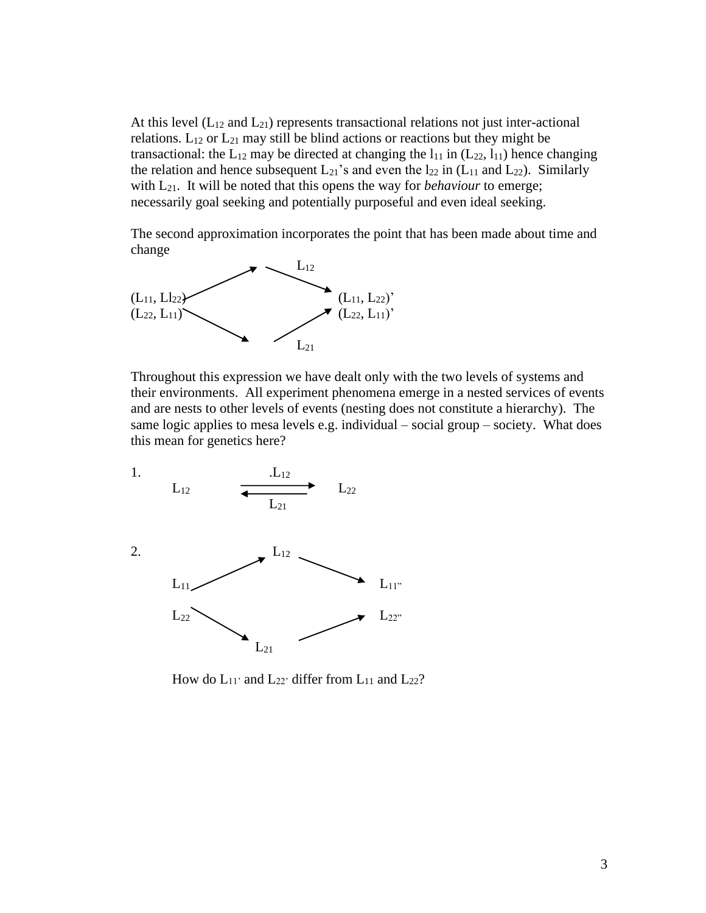At this level ($L_{12}$ and $L_{21}$) represents transactional relations not just inter-actional relations. $L_{12}$ or $L_{21}$ may still be blind actions or reactions but they might be transactional: the $L_{12}$ may be directed at changing the $l_{11}$ in ($L_{22}$, $l_{11}$) hence changing the relation and hence subsequent $L_{21}$'s and even the $l_{22}$ in ($L_{11}$ and $L_{22}$). Similarly with $L_{21}$. It will be noted that this opens the way for *behaviour* to emerge; necessarily goal seeking and potentially purposeful and even ideal seeking.

The second approximation incorporates the point that has been made about time and change

$$
\begin{array}{ccccc}
 & \nearrow & L_{12} & \searrow & \\
(L_{11}, Ll_{22}) & & & & (L_{11}, L_{22})' \\
(L_{22}, L_{11}) & & & & (L_{22}, L_{11})' \\
 & \searrow & L_{21} & \nearrow &
\end{array}
$$

Throughout this expression we have dealt only with the two levels of systems and their environments. All experiment phenomena emerge in a nested services of events and are nests to other levels of events (nesting does not constitute a hierarchy). The same logic applies to mesa levels e.g. individual – social group – society. What does this mean for genetics here?

1.

$$
L_{12} \; \underset{L_{21}}{\overset{.L_{12}}{\rightleftarrows}} \; L_{22}
$$

2.

$$
\begin{array}{ccccc}
 & \nearrow & L_{12} & \searrow & \\
L_{11} & & & & L_{11''} \\
L_{22} & & & & L_{22''} \\
 & \searrow & L_{21} & \nearrow &
\end{array}
$$

How do $L_{11'}$ and $L_{22'}$ differ from $L_{11}$ and $L_{22}$?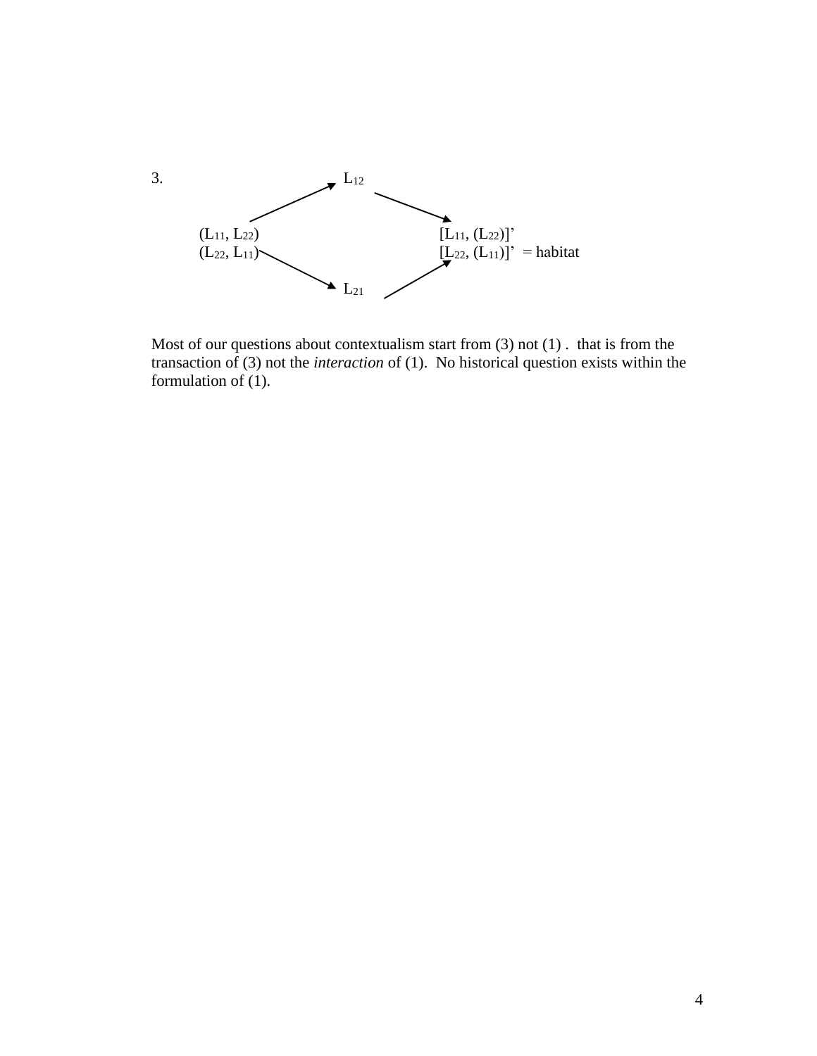3.

$L_{12}$

$(L_{11}, L_{22})$ $\quad\quad$ $[L_{11}, (L_{22})]'$

$(L_{22}, L_{11})$ $\quad\quad$ $[L_{22}, (L_{11})]'$ = habitat

$L_{21}$

Most of our questions about contextualism start from (3) not (1) . that is from the transaction of (3) not the *interaction* of (1). No historical question exists within the formulation of (1).